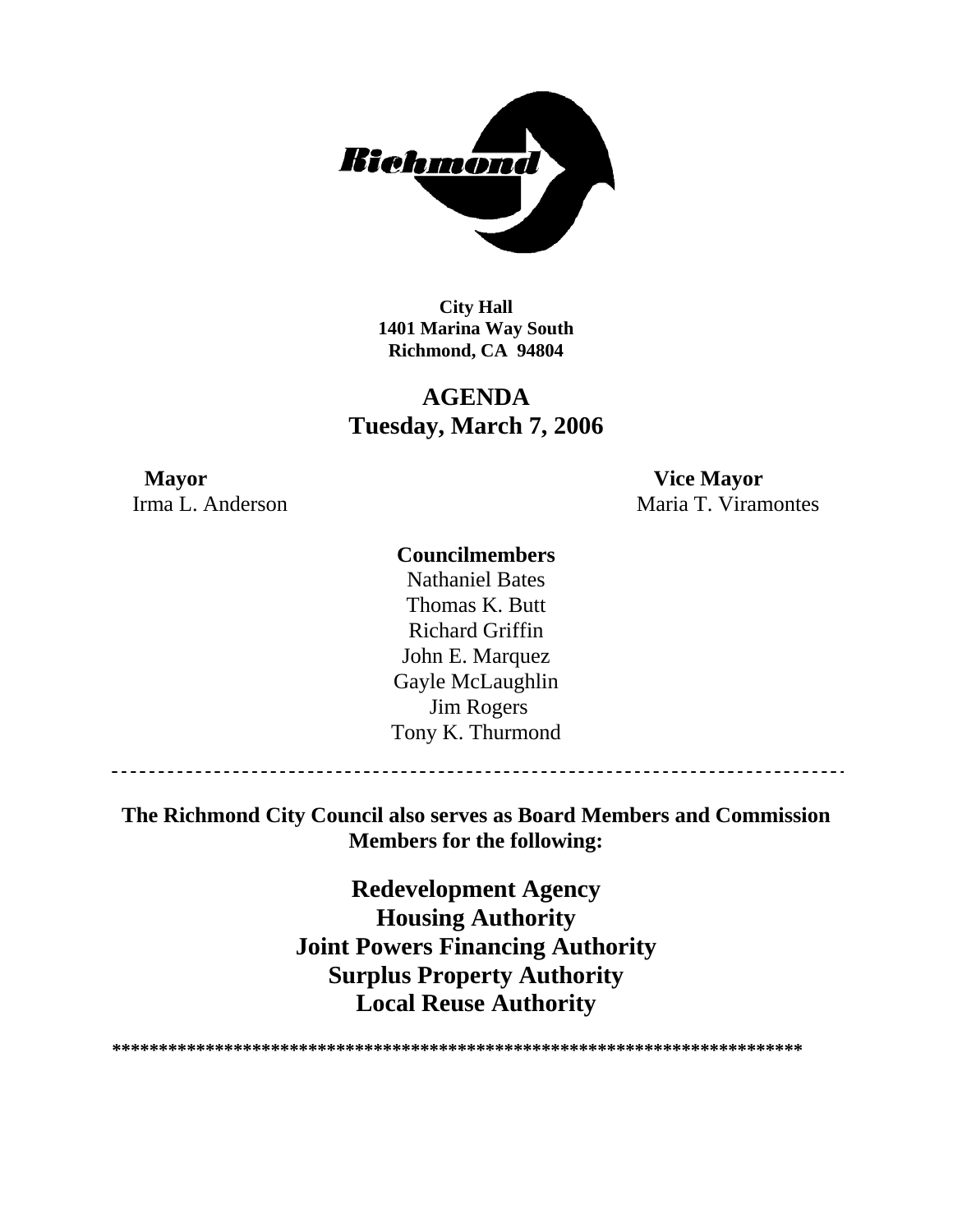**City Hall**
**1401 Marina Way South**
**Richmond, CA 94804**

# AGENDA
## Tuesday, March 7, 2006

**Mayor**
Irma L. Anderson

**Vice Mayor**
Maria T. Viramontes

**Councilmembers**
Nathaniel Bates
Thomas K. Butt
Richard Griffin
John E. Marquez
Gayle McLaughlin
Jim Rogers
Tony K. Thurmond

---

**The Richmond City Council also serves as Board Members and Commission Members for the following:**

**Redevelopment Agency**
**Housing Authority**
**Joint Powers Financing Authority**
**Surplus Property Authority**
**Local Reuse Authority**

**************************************************************************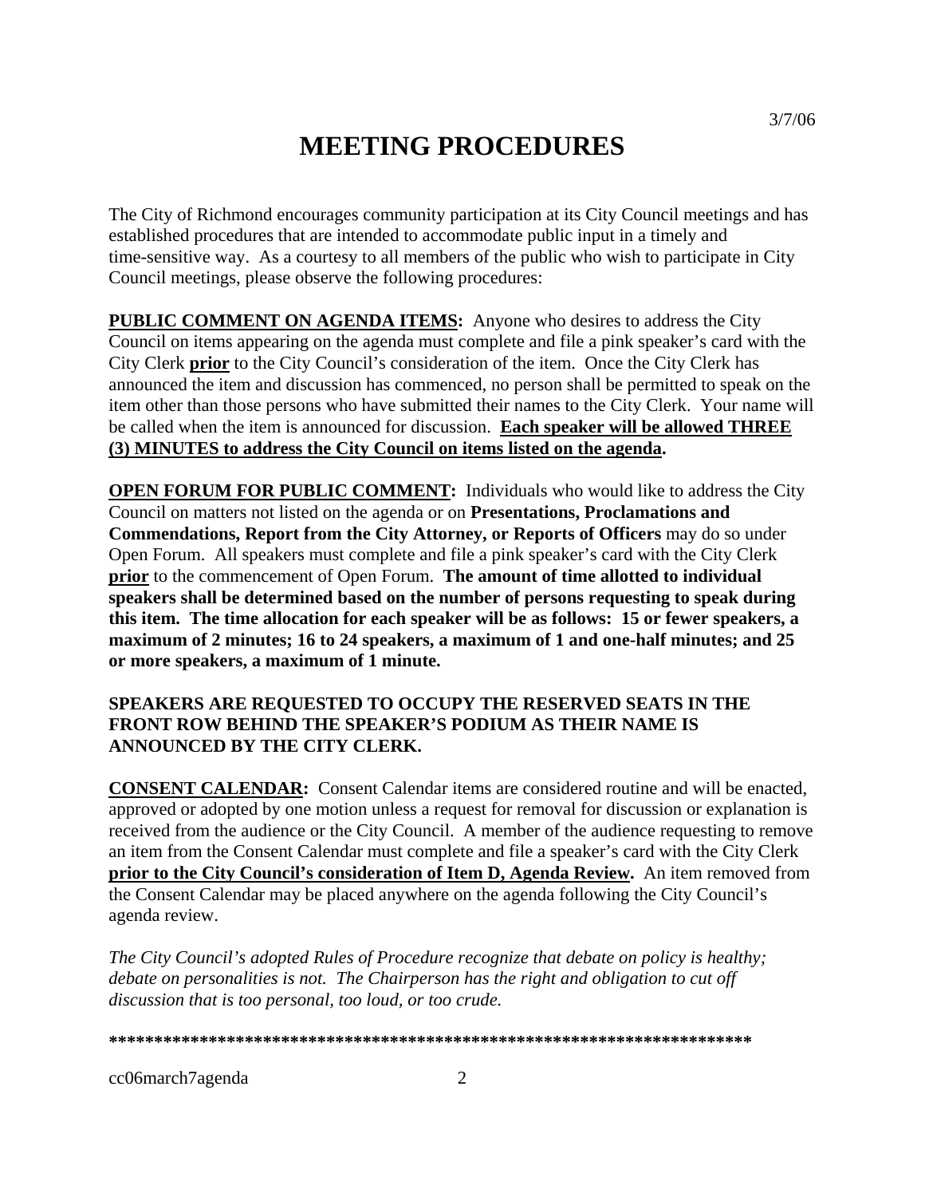# MEETING PROCEDURES

The City of Richmond encourages community participation at its City Council meetings and has established procedures that are intended to accommodate public input in a timely and time-sensitive way. As a courtesy to all members of the public who wish to participate in City Council meetings, please observe the following procedures:

**PUBLIC COMMENT ON AGENDA ITEMS:** Anyone who desires to address the City Council on items appearing on the agenda must complete and file a pink speaker's card with the City Clerk **prior** to the City Council's consideration of the item. Once the City Clerk has announced the item and discussion has commenced, no person shall be permitted to speak on the item other than those persons who have submitted their names to the City Clerk. Your name will be called when the item is announced for discussion. **Each speaker will be allowed THREE (3) MINUTES to address the City Council on items listed on the agenda.**

**OPEN FORUM FOR PUBLIC COMMENT:** Individuals who would like to address the City Council on matters not listed on the agenda or on **Presentations, Proclamations and Commendations, Report from the City Attorney, or Reports of Officers** may do so under Open Forum. All speakers must complete and file a pink speaker's card with the City Clerk **prior** to the commencement of Open Forum. **The amount of time allotted to individual speakers shall be determined based on the number of persons requesting to speak during this item. The time allocation for each speaker will be as follows: 15 or fewer speakers, a maximum of 2 minutes; 16 to 24 speakers, a maximum of 1 and one-half minutes; and 25 or more speakers, a maximum of 1 minute.**

**SPEAKERS ARE REQUESTED TO OCCUPY THE RESERVED SEATS IN THE FRONT ROW BEHIND THE SPEAKER'S PODIUM AS THEIR NAME IS ANNOUNCED BY THE CITY CLERK.**

**CONSENT CALENDAR:** Consent Calendar items are considered routine and will be enacted, approved or adopted by one motion unless a request for removal for discussion or explanation is received from the audience or the City Council. A member of the audience requesting to remove an item from the Consent Calendar must complete and file a speaker's card with the City Clerk **prior to the City Council's consideration of Item D, Agenda Review.** An item removed from the Consent Calendar may be placed anywhere on the agenda following the City Council's agenda review.

*The City Council's adopted Rules of Procedure recognize that debate on policy is healthy; debate on personalities is not. The Chairperson has the right and obligation to cut off discussion that is too personal, too loud, or too crude.*

**\*\*\*\*\*\*\*\*\*\*\*\*\*\*\*\*\*\*\*\*\*\*\*\*\*\*\*\*\*\*\*\*\*\*\*\*\*\*\*\*\*\*\*\*\*\*\*\*\*\*\*\*\*\*\*\*\*\*\*\*\*\*\*\*\*\*\*\*\*\*\*\***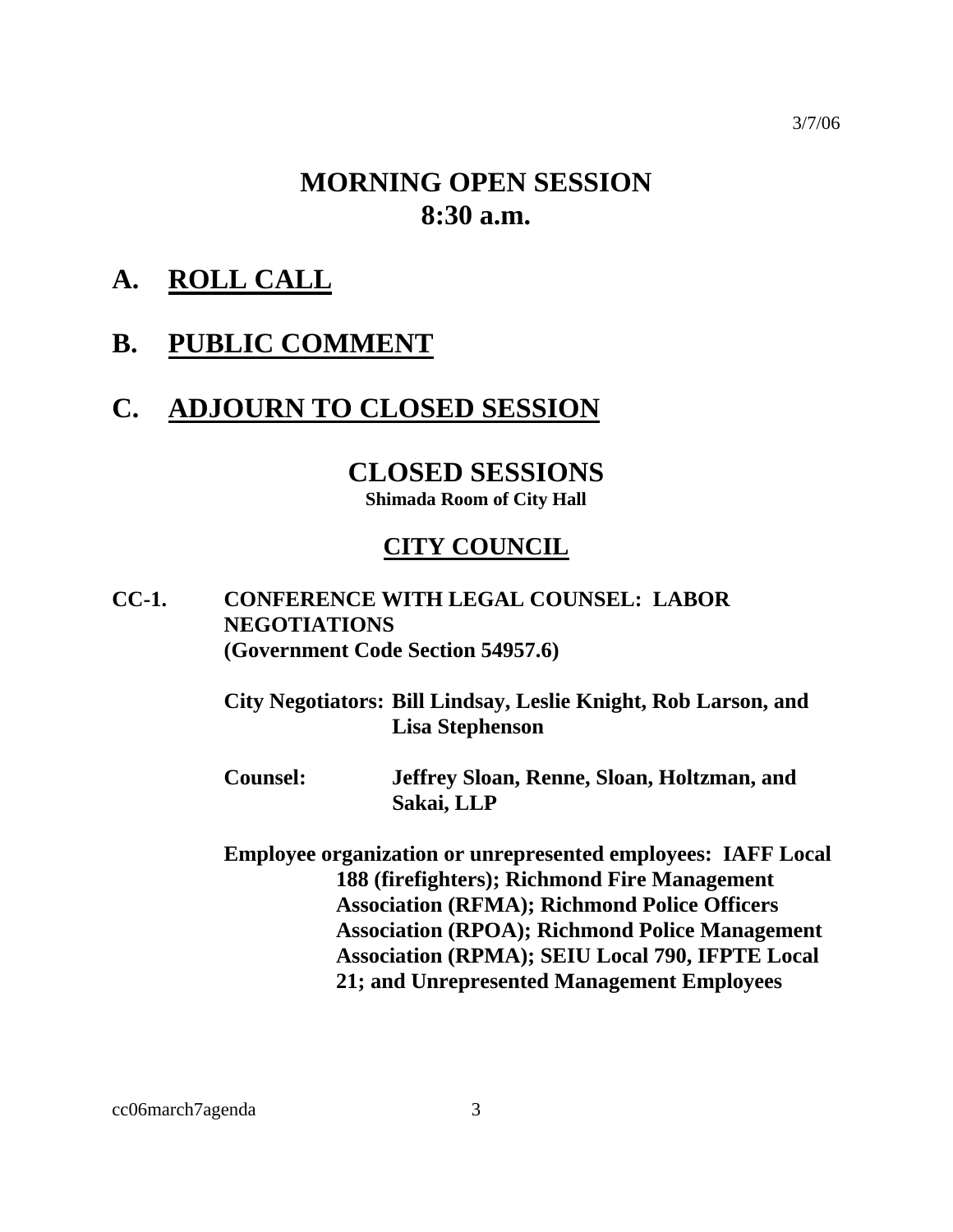3/7/06

# MORNING OPEN SESSION
# 8:30 a.m.

## A. ROLL CALL

## B. PUBLIC COMMENT

## C. ADJOURN TO CLOSED SESSION

# CLOSED SESSIONS

**Shimada Room of City Hall**

## CITY COUNCIL

**CC-1. CONFERENCE WITH LEGAL COUNSEL: LABOR NEGOTIATIONS (Government Code Section 54957.6)**

**City Negotiators: Bill Lindsay, Leslie Knight, Rob Larson, and Lisa Stephenson**

**Counsel: Jeffrey Sloan, Renne, Sloan, Holtzman, and Sakai, LLP**

**Employee organization or unrepresented employees: IAFF Local 188 (firefighters); Richmond Fire Management Association (RFMA); Richmond Police Officers Association (RPOA); Richmond Police Management Association (RPMA); SEIU Local 790, IFPTE Local 21; and Unrepresented Management Employees**

cc06march7agenda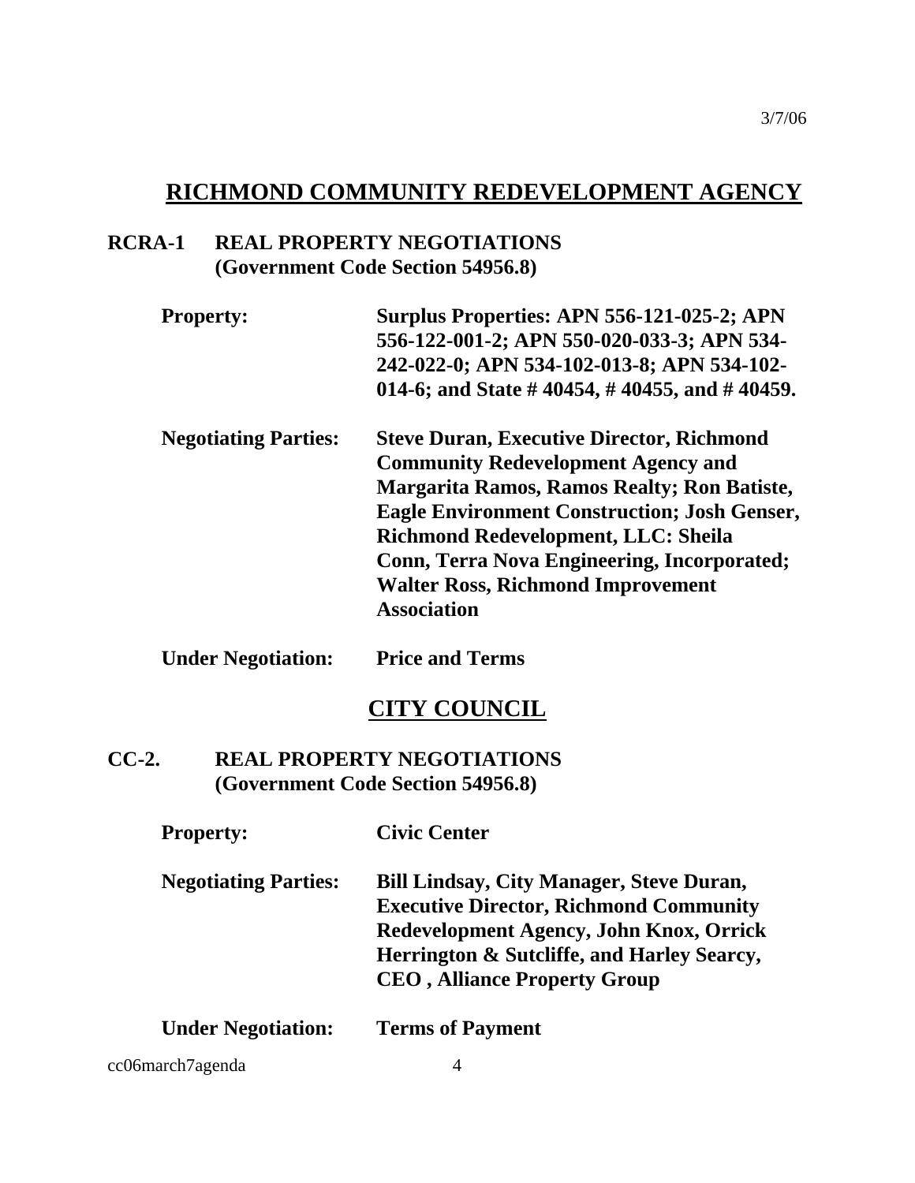3/7/06

## RICHMOND COMMUNITY REDEVELOPMENT AGENCY

**RCRA-1 REAL PROPERTY NEGOTIATIONS (Government Code Section 54956.8)**

**Property:** **Surplus Properties: APN 556-121-025-2; APN 556-122-001-2; APN 550-020-033-3; APN 534-242-022-0; APN 534-102-013-8; APN 534-102-014-6; and State # 40454, # 40455, and # 40459.**

**Negotiating Parties:** **Steve Duran, Executive Director, Richmond Community Redevelopment Agency and Margarita Ramos, Ramos Realty; Ron Batiste, Eagle Environment Construction; Josh Genser, Richmond Redevelopment, LLC: Sheila Conn, Terra Nova Engineering, Incorporated; Walter Ross, Richmond Improvement Association**

**Under Negotiation:** **Price and Terms**

## CITY COUNCIL

**CC-2. REAL PROPERTY NEGOTIATIONS (Government Code Section 54956.8)**

**Property:** **Civic Center**

**Negotiating Parties:** **Bill Lindsay, City Manager, Steve Duran, Executive Director, Richmond Community Redevelopment Agency, John Knox, Orrick Herrington & Sutcliffe, and Harley Searcy, CEO , Alliance Property Group**

**Under Negotiation:** **Terms of Payment**

cc06march7agenda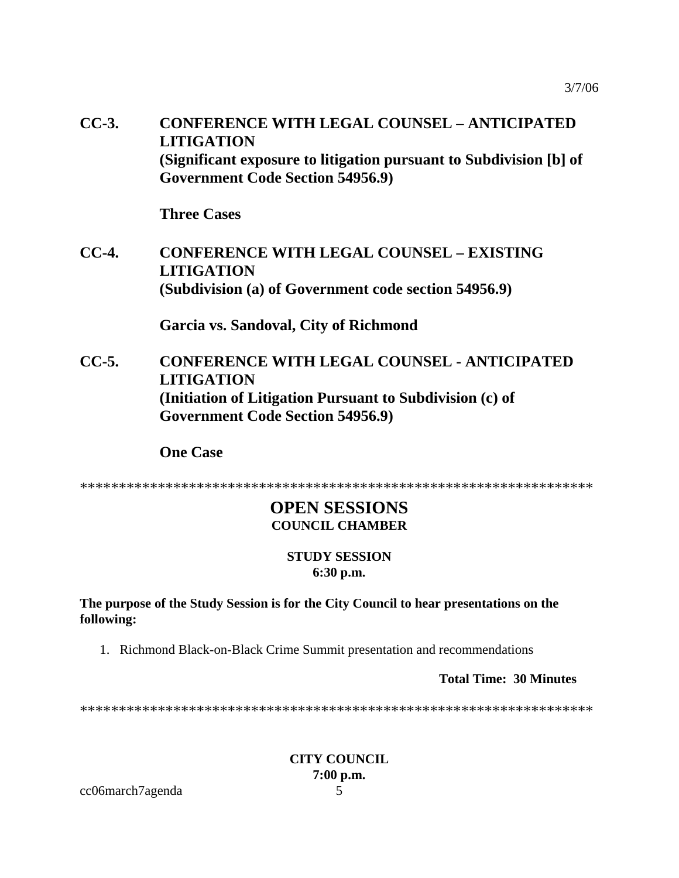**CC-3. CONFERENCE WITH LEGAL COUNSEL – ANTICIPATED LITIGATION**
**(Significant exposure to litigation pursuant to Subdivision [b] of Government Code Section 54956.9)**

**Three Cases**

**CC-4. CONFERENCE WITH LEGAL COUNSEL – EXISTING LITIGATION**
**(Subdivision (a) of Government code section 54956.9)**

**Garcia vs. Sandoval, City of Richmond**

**CC-5. CONFERENCE WITH LEGAL COUNSEL - ANTICIPATED LITIGATION**
**(Initiation of Litigation Pursuant to Subdivision (c) of Government Code Section 54956.9)**

**One Case**

*****************************************************************

## OPEN SESSIONS

**COUNCIL CHAMBER**

**STUDY SESSION**
**6:30 p.m.**

**The purpose of the Study Session is for the City Council to hear presentations on the following:**

1. Richmond Black-on-Black Crime Summit presentation and recommendations

**Total Time: 30 Minutes**

*****************************************************************

**CITY COUNCIL**
**7:00 p.m.**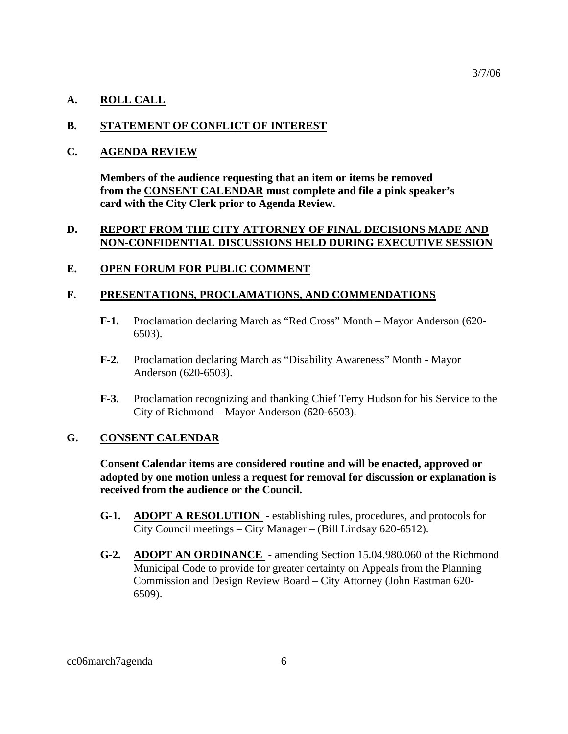3/7/06

**A. <u>ROLL CALL</u>**

**B. <u>STATEMENT OF CONFLICT OF INTEREST</u>**

**C. <u>AGENDA REVIEW</u>**

**Members of the audience requesting that an item or items be removed from the <u>CONSENT CALENDAR</u> must complete and file a pink speaker's card with the City Clerk prior to Agenda Review.**

**D. <u>REPORT FROM THE CITY ATTORNEY OF FINAL DECISIONS MADE AND NON-CONFIDENTIAL DISCUSSIONS HELD DURING EXECUTIVE SESSION</u>**

**E. <u>OPEN FORUM FOR PUBLIC COMMENT</u>**

**F. <u>PRESENTATIONS, PROCLAMATIONS, AND COMMENDATIONS</u>**

- **F-1.** Proclamation declaring March as "Red Cross" Month – Mayor Anderson (620-6503).

- **F-2.** Proclamation declaring March as "Disability Awareness" Month - Mayor Anderson (620-6503).

- **F-3.** Proclamation recognizing and thanking Chief Terry Hudson for his Service to the City of Richmond – Mayor Anderson (620-6503).

**G. <u>CONSENT CALENDAR</u>**

**Consent Calendar items are considered routine and will be enacted, approved or adopted by one motion unless a request for removal for discussion or explanation is received from the audience or the Council.**

- **G-1. <u>ADOPT A RESOLUTION</u>** - establishing rules, procedures, and protocols for City Council meetings – City Manager – (Bill Lindsay 620-6512).

- **G-2. <u>ADOPT AN ORDINANCE</u>** - amending Section 15.04.980.060 of the Richmond Municipal Code to provide for greater certainty on Appeals from the Planning Commission and Design Review Board – City Attorney (John Eastman 620-6509).

cc06march7agenda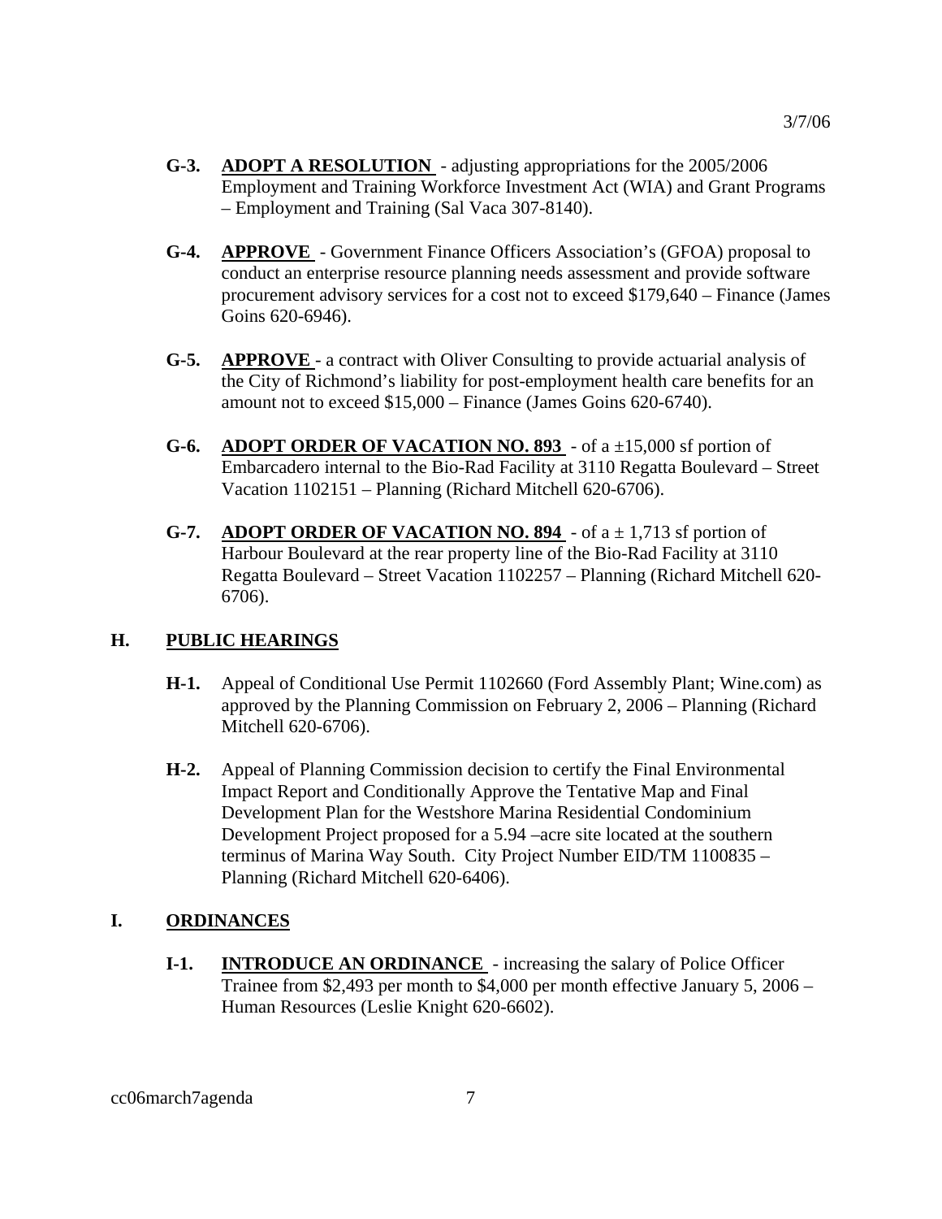- **G-3.** **ADOPT A RESOLUTION** - adjusting appropriations for the 2005/2006 Employment and Training Workforce Investment Act (WIA) and Grant Programs – Employment and Training (Sal Vaca 307-8140).

- **G-4.** **APPROVE** - Government Finance Officers Association's (GFOA) proposal to conduct an enterprise resource planning needs assessment and provide software procurement advisory services for a cost not to exceed $179,640 – Finance (James Goins 620-6946).

- **G-5.** **APPROVE** - a contract with Oliver Consulting to provide actuarial analysis of the City of Richmond's liability for post-employment health care benefits for an amount not to exceed $15,000 – Finance (James Goins 620-6740).

- **G-6.** **ADOPT ORDER OF VACATION NO. 893** - of a ±15,000 sf portion of Embarcadero internal to the Bio-Rad Facility at 3110 Regatta Boulevard – Street Vacation 1102151 – Planning (Richard Mitchell 620-6706).

- **G-7.** **ADOPT ORDER OF VACATION NO. 894** - of a ± 1,713 sf portion of Harbour Boulevard at the rear property line of the Bio-Rad Facility at 3110 Regatta Boulevard – Street Vacation 1102257 – Planning (Richard Mitchell 620-6706).

## H. PUBLIC HEARINGS

- **H-1.** Appeal of Conditional Use Permit 1102660 (Ford Assembly Plant; Wine.com) as approved by the Planning Commission on February 2, 2006 – Planning (Richard Mitchell 620-6706).

- **H-2.** Appeal of Planning Commission decision to certify the Final Environmental Impact Report and Conditionally Approve the Tentative Map and Final Development Plan for the Westshore Marina Residential Condominium Development Project proposed for a 5.94 –acre site located at the southern terminus of Marina Way South. City Project Number EID/TM 1100835 – Planning (Richard Mitchell 620-6406).

## I. ORDINANCES

- **I-1.** **INTRODUCE AN ORDINANCE** - increasing the salary of Police Officer Trainee from $2,493 per month to $4,000 per month effective January 5, 2006 – Human Resources (Leslie Knight 620-6602).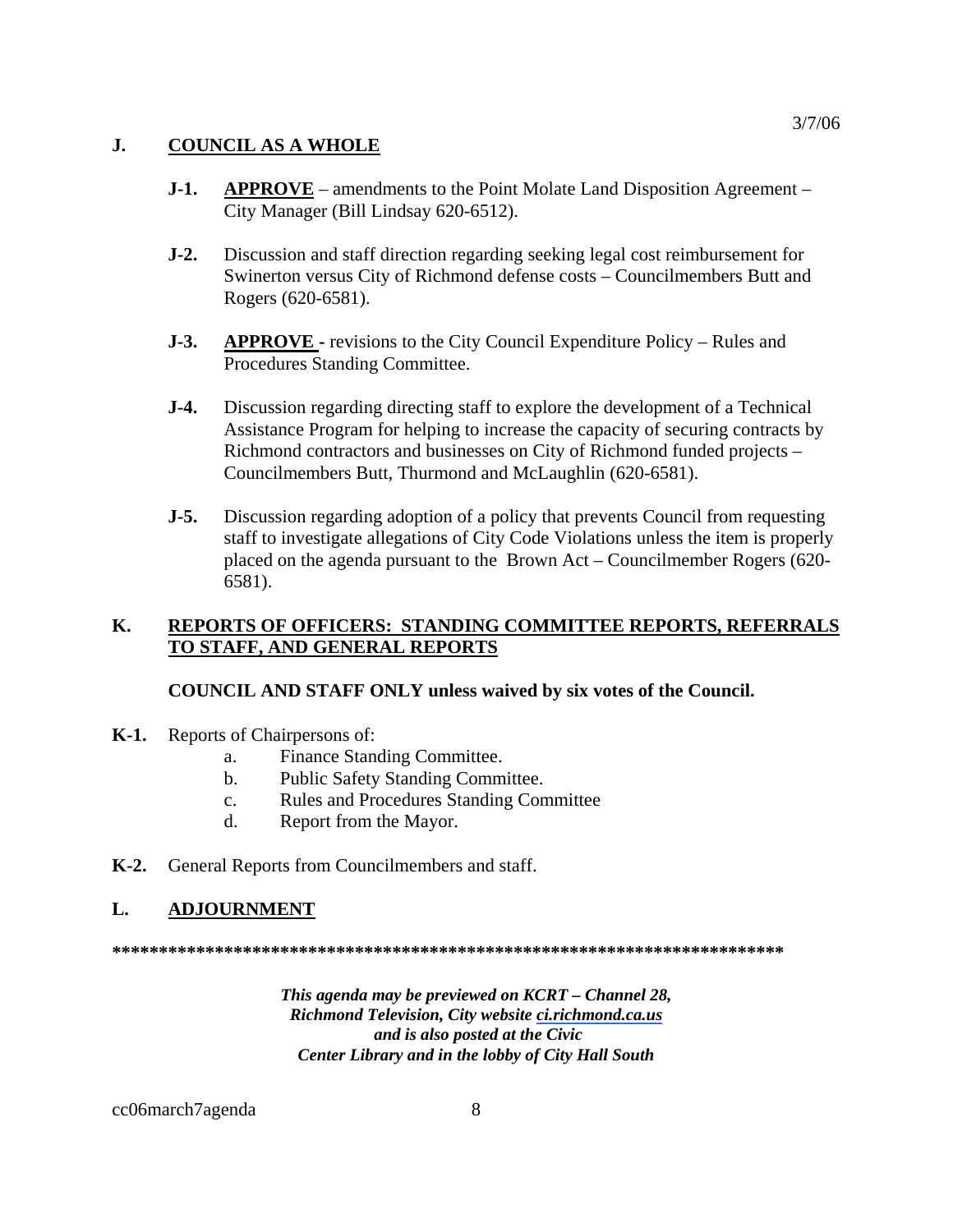3/7/06

## J. COUNCIL AS A WHOLE

**J-1.** **APPROVE** – amendments to the Point Molate Land Disposition Agreement – City Manager (Bill Lindsay 620-6512).

**J-2.** Discussion and staff direction regarding seeking legal cost reimbursement for Swinerton versus City of Richmond defense costs – Councilmembers Butt and Rogers (620-6581).

**J-3.** **APPROVE** - revisions to the City Council Expenditure Policy – Rules and Procedures Standing Committee.

**J-4.** Discussion regarding directing staff to explore the development of a Technical Assistance Program for helping to increase the capacity of securing contracts by Richmond contractors and businesses on City of Richmond funded projects – Councilmembers Butt, Thurmond and McLaughlin (620-6581).

**J-5.** Discussion regarding adoption of a policy that prevents Council from requesting staff to investigate allegations of City Code Violations unless the item is properly placed on the agenda pursuant to the Brown Act – Councilmember Rogers (620-6581).

## K. REPORTS OF OFFICERS: STANDING COMMITTEE REPORTS, REFERRALS TO STAFF, AND GENERAL REPORTS

**COUNCIL AND STAFF ONLY unless waived by six votes of the Council.**

**K-1.** Reports of Chairpersons of:

a. Finance Standing Committee.
b. Public Safety Standing Committee.
c. Rules and Procedures Standing Committee
d. Report from the Mayor.

**K-2.** General Reports from Councilmembers and staff.

## L. ADJOURNMENT

**************************************************************************

***This agenda may be previewed on KCRT – Channel 28, Richmond Television, City website ci.richmond.ca.us and is also posted at the Civic Center Library and in the lobby of City Hall South***

cc06march7agenda